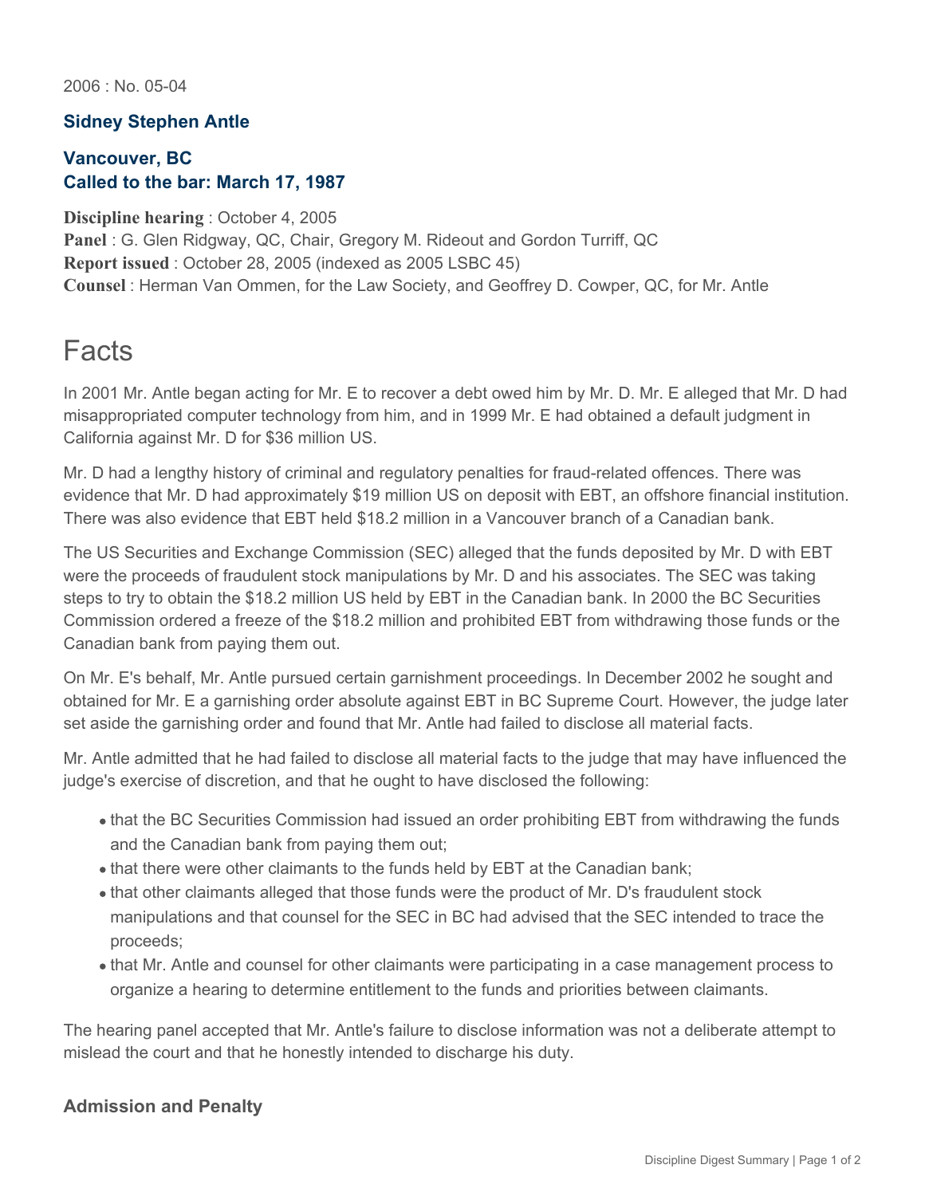2006 : No. 05-04

### Sidney Stephen Antle

### Vancouver, BC
### Called to the bar: March 17, 1987

**Discipline hearing** : October 4, 2005
**Panel** : G. Glen Ridgway, QC, Chair, Gregory M. Rideout and Gordon Turriff, QC
**Report issued** : October 28, 2005 (indexed as 2005 LSBC 45)
**Counsel** : Herman Van Ommen, for the Law Society, and Geoffrey D. Cowper, QC, for Mr. Antle

# Facts

In 2001 Mr. Antle began acting for Mr. E to recover a debt owed him by Mr. D. Mr. E alleged that Mr. D had misappropriated computer technology from him, and in 1999 Mr. E had obtained a default judgment in California against Mr. D for $36 million US.

Mr. D had a lengthy history of criminal and regulatory penalties for fraud-related offences. There was evidence that Mr. D had approximately $19 million US on deposit with EBT, an offshore financial institution. There was also evidence that EBT held $18.2 million in a Vancouver branch of a Canadian bank.

The US Securities and Exchange Commission (SEC) alleged that the funds deposited by Mr. D with EBT were the proceeds of fraudulent stock manipulations by Mr. D and his associates. The SEC was taking steps to try to obtain the $18.2 million US held by EBT in the Canadian bank. In 2000 the BC Securities Commission ordered a freeze of the $18.2 million and prohibited EBT from withdrawing those funds or the Canadian bank from paying them out.

On Mr. E's behalf, Mr. Antle pursued certain garnishment proceedings. In December 2002 he sought and obtained for Mr. E a garnishing order absolute against EBT in BC Supreme Court. However, the judge later set aside the garnishing order and found that Mr. Antle had failed to disclose all material facts.

Mr. Antle admitted that he had failed to disclose all material facts to the judge that may have influenced the judge's exercise of discretion, and that he ought to have disclosed the following:

- that the BC Securities Commission had issued an order prohibiting EBT from withdrawing the funds and the Canadian bank from paying them out;
- that there were other claimants to the funds held by EBT at the Canadian bank;
- that other claimants alleged that those funds were the product of Mr. D's fraudulent stock manipulations and that counsel for the SEC in BC had advised that the SEC intended to trace the proceeds;
- that Mr. Antle and counsel for other claimants were participating in a case management process to organize a hearing to determine entitlement to the funds and priorities between claimants.

The hearing panel accepted that Mr. Antle's failure to disclose information was not a deliberate attempt to mislead the court and that he honestly intended to discharge his duty.

### Admission and Penalty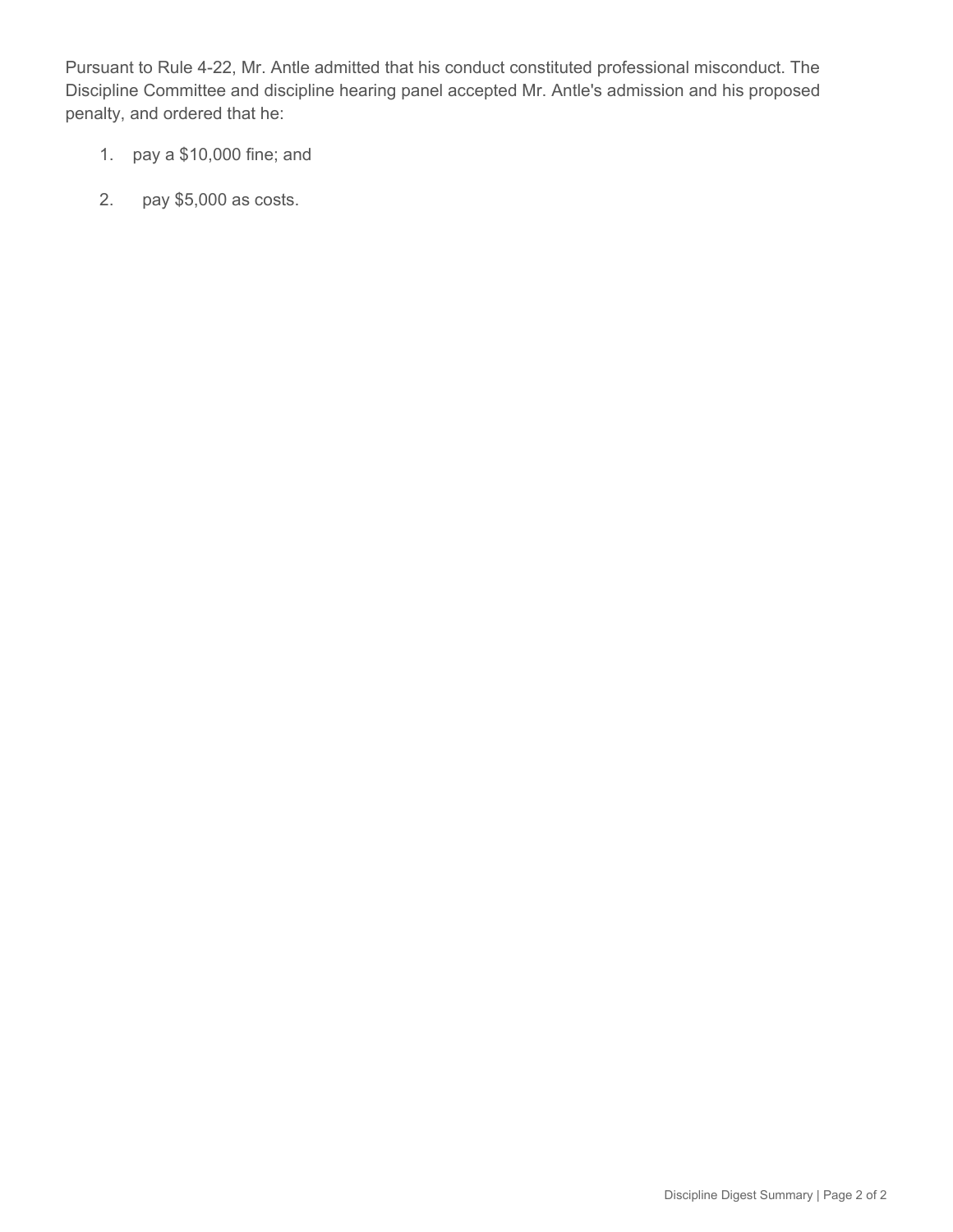Pursuant to Rule 4-22, Mr. Antle admitted that his conduct constituted professional misconduct. The Discipline Committee and discipline hearing panel accepted Mr. Antle's admission and his proposed penalty, and ordered that he:

1. pay a $10,000 fine; and
2. pay $5,000 as costs.